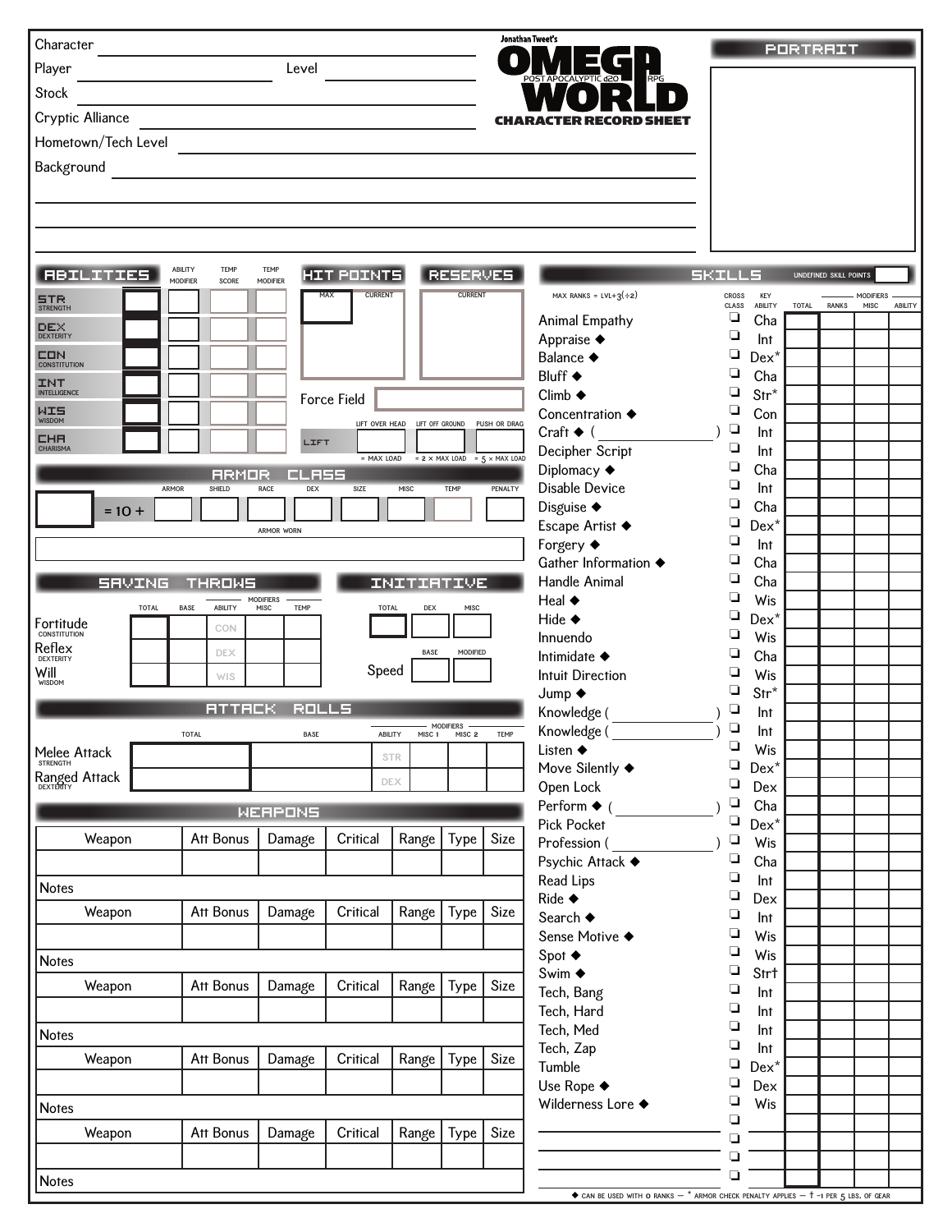# Jonathan Tweet's OMEGA WORLD
POST APOCALYPTIC d20 RPG
**CHARACTER RECORD SHEET**

Character ______________________

Player ______________ Level ______________

Stock ______________________

Cryptic Alliance ______________________

Hometown/Tech Level ______________________

Background ______________________

## PORTRAIT

## ABILITIES

| | | ABILITY MODIFIER | TEMP SCORE | TEMP MODIFIER |
|---|---|---|---|---|
| STR STRENGTH | | | | |
| DEX DEXTERITY | | | | |
| CON CONSTITUTION | | | | |
| INT INTELLIGENCE | | | | |
| WIS WISDOM | | | | |
| CHA CHARISMA | | | | |

## HIT POINTS

| MAX | CURRENT |
|---|---|
| | |

## RESERVES

| CURRENT |
|---|
| |

Force Field ______________

| LIFT | LIFT OVER HEAD | LIFT OFF GROUND | PUSH OR DRAG |
|---|---|---|---|
| | | | |
| | = MAX LOAD | = 2 × MAX LOAD | = 5 × MAX LOAD |

## ARMOR CLASS

| | | ARMOR | SHIELD | RACE | DEX | SIZE | MISC | TEMP | PENALTY |
|---|---|---|---|---|---|---|---|---|---|
| | = 10 + | | | | | | | | |

ARMOR WORN ______________________

## SAVING THROWS

| | TOTAL | BASE | ABILITY | MODIFIERS MISC | TEMP |
|---|---|---|---|---|---|
| Fortitude CONSTITUTION | | | CON | | |
| Reflex DEXTERITY | | | DEX | | |
| Will WISDOM | | | WIS | | |

## INITIATIVE

| TOTAL | DEX | MISC |
|---|---|---|
| | | |

| | BASE | MODIFIED |
|---|---|---|
| Speed | | |

## ATTACK ROLLS

| | TOTAL | BASE | ABILITY | MODIFIERS MISC 1 | MISC 2 | TEMP |
|---|---|---|---|---|---|---|
| Melee Attack STRENGTH | | | STR | | | |
| Ranged Attack DEXTERITY | | | DEX | | | |

## WEAPONS

| Weapon | Att Bonus | Damage | Critical | Range | Type | Size |
|---|---|---|---|---|---|---|
| | | | | | | |

Notes

| Weapon | Att Bonus | Damage | Critical | Range | Type | Size |
|---|---|---|---|---|---|---|
| | | | | | | |

Notes

| Weapon | Att Bonus | Damage | Critical | Range | Type | Size |
|---|---|---|---|---|---|---|
| | | | | | | |

Notes

| Weapon | Att Bonus | Damage | Critical | Range | Type | Size |
|---|---|---|---|---|---|---|
| | | | | | | |

Notes

| Weapon | Att Bonus | Damage | Critical | Range | Type | Size |
|---|---|---|---|---|---|---|
| | | | | | | |

Notes

## SKILLS

UNDEFINED SKILL POINTS ______

MAX RANKS = LVL+3(÷2)

| Skill | CROSS CLASS | KEY ABILITY | TOTAL | RANKS | MODIFIERS MISC | ABILITY |
|---|---|---|---|---|---|---|
| Animal Empathy | ❑ | Cha | | | | |
| Appraise ◆ | ❑ | Int | | | | |
| Balance ◆ | ❑ | Dex* | | | | |
| Bluff ◆ | ❑ | Cha | | | | |
| Climb ◆ | ❑ | Str* | | | | |
| Concentration ◆ | ❑ | Con | | | | |
| Craft ◆ ( ) | ❑ | Int | | | | |
| Decipher Script | ❑ | Int | | | | |
| Diplomacy ◆ | ❑ | Cha | | | | |
| Disable Device | ❑ | Int | | | | |
| Disguise ◆ | ❑ | Cha | | | | |
| Escape Artist ◆ | ❑ | Dex* | | | | |
| Forgery ◆ | ❑ | Int | | | | |
| Gather Information ◆ | ❑ | Cha | | | | |
| Handle Animal | ❑ | Cha | | | | |
| Heal ◆ | ❑ | Wis | | | | |
| Hide ◆ | ❑ | Dex* | | | | |
| Innuendo | ❑ | Wis | | | | |
| Intimidate ◆ | ❑ | Cha | | | | |
| Intuit Direction | ❑ | Wis | | | | |
| Jump ◆ | ❑ | Str* | | | | |
| Knowledge ( ) | ❑ | Int | | | | |
| Knowledge ( ) | ❑ | Int | | | | |
| Listen ◆ | ❑ | Wis | | | | |
| Move Silently ◆ | ❑ | Dex* | | | | |
| Open Lock | ❑ | Dex | | | | |
| Perform ◆ ( ) | ❑ | Cha | | | | |
| Pick Pocket | ❑ | Dex* | | | | |
| Profession ( ) | ❑ | Wis | | | | |
| Psychic Attack ◆ | ❑ | Cha | | | | |
| Read Lips | ❑ | Int | | | | |
| Ride ◆ | ❑ | Dex | | | | |
| Search ◆ | ❑ | Int | | | | |
| Sense Motive ◆ | ❑ | Wis | | | | |
| Spot ◆ | ❑ | Wis | | | | |
| Swim ◆ | ❑ | Str† | | | | |
| Tech, Bang | ❑ | Int | | | | |
| Tech, Hard | ❑ | Int | | | | |
| Tech, Med | ❑ | Int | | | | |
| Tech, Zap | ❑ | Int | | | | |
| Tumble | ❑ | Dex* | | | | |
| Use Rope ◆ | ❑ | Dex | | | | |
| Wilderness Lore ◆ | ❑ | Wis | | | | |
| | ❑ | | | | | |
| | ❑ | | | | | |
| | ❑ | | | | | |
| | ❑ | | | | | |

◆ CAN BE USED WITH 0 RANKS — * ARMOR CHECK PENALTY APPLIES — † -1 PER 5 LBS. OF GEAR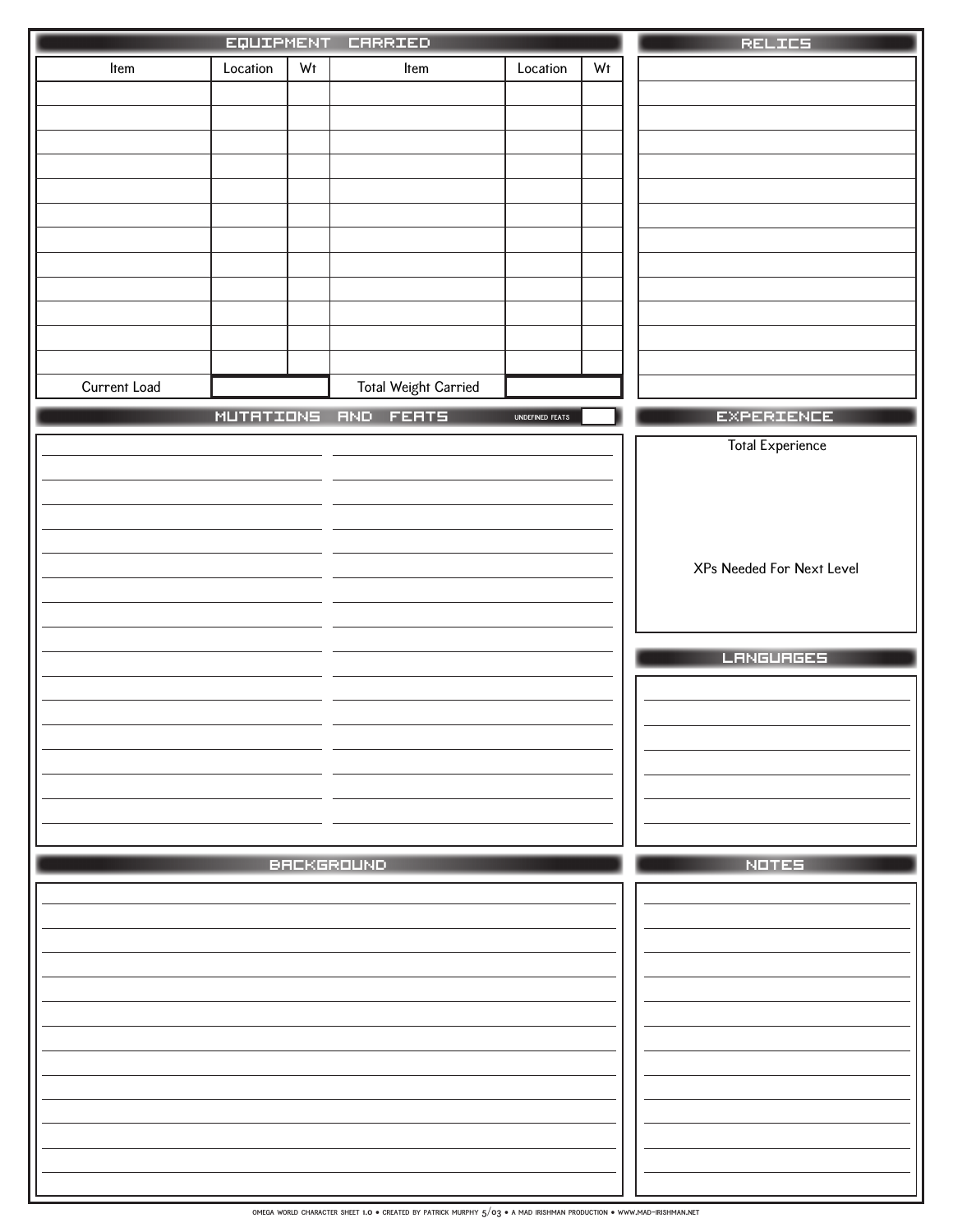## EQUIPMENT CARRIED

| Item | Location | Wt | Item | Location | Wt |
|---|---|---|---|---|---|
| | | | | | |
| | | | | | |
| | | | | | |
| | | | | | |
| | | | | | |
| | | | | | |
| | | | | | |
| | | | | | |
| | | | | | |
| | | | | | |
| | | | | | |
| | | | | | |
| Current Load | | | Total Weight Carried | | |

## RELICS

## MUTATIONS AND FEATS

UNDEFINED FEATS

## EXPERIENCE

Total Experience

XPs Needed For Next Level

## LANGUAGES

## BACKGROUND

## NOTES

OMEGA WORLD CHARACTER SHEET 1.0 • CREATED BY PATRICK MURPHY 5/03 • A MAD IRISHMAN PRODUCTION • WWW.MAD-IRISHMAN.NET